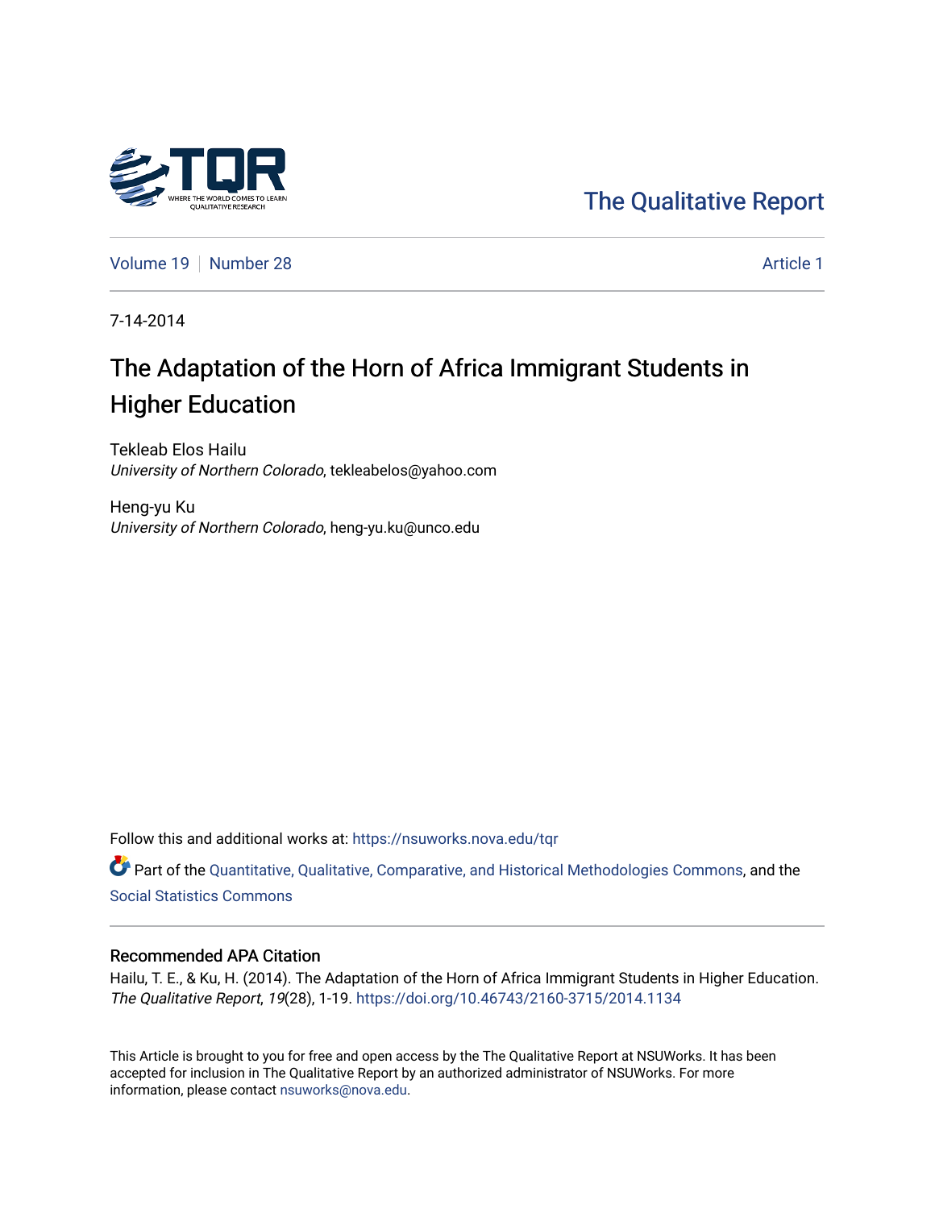The Qualitative Report

Volume 19 | Number 28 | Article 1

7-14-2014

# The Adaptation of the Horn of Africa Immigrant Students in Higher Education

Tekleab Elos Hailu
*University of Northern Colorado*, tekleabelos@yahoo.com

Heng-yu Ku
*University of Northern Colorado*, heng-yu.ku@unco.edu

Follow this and additional works at: https://nsuworks.nova.edu/tqr

Part of the Quantitative, Qualitative, Comparative, and Historical Methodologies Commons, and the Social Statistics Commons

## Recommended APA Citation

Hailu, T. E., & Ku, H. (2014). The Adaptation of the Horn of Africa Immigrant Students in Higher Education. *The Qualitative Report*, *19*(28), 1-19. https://doi.org/10.46743/2160-3715/2014.1134

This Article is brought to you for free and open access by the The Qualitative Report at NSUWorks. It has been accepted for inclusion in The Qualitative Report by an authorized administrator of NSUWorks. For more information, please contact nsuworks@nova.edu.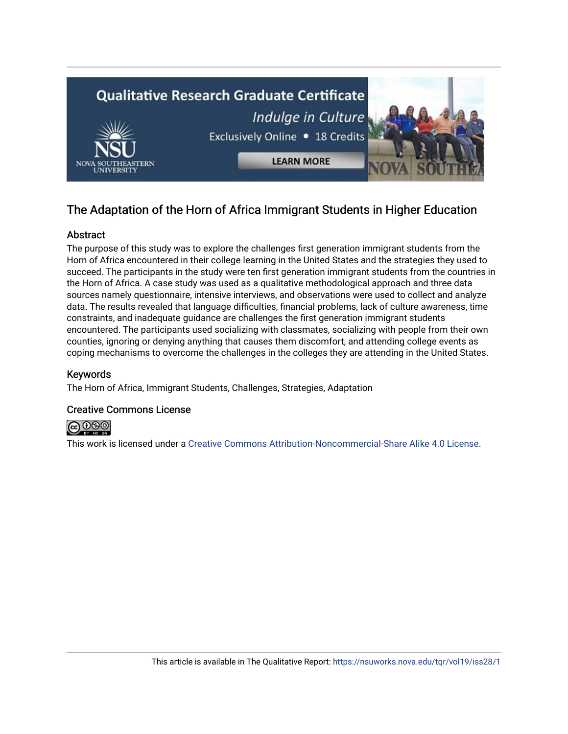# The Adaptation of the Horn of Africa Immigrant Students in Higher Education

## Abstract

The purpose of this study was to explore the challenges first generation immigrant students from the Horn of Africa encountered in their college learning in the United States and the strategies they used to succeed. The participants in the study were ten first generation immigrant students from the countries in the Horn of Africa. A case study was used as a qualitative methodological approach and three data sources namely questionnaire, intensive interviews, and observations were used to collect and analyze data. The results revealed that language difficulties, financial problems, lack of culture awareness, time constraints, and inadequate guidance are challenges the first generation immigrant students encountered. The participants used socializing with classmates, socializing with people from their own counties, ignoring or denying anything that causes them discomfort, and attending college events as coping mechanisms to overcome the challenges in the colleges they are attending in the United States.

## Keywords

The Horn of Africa, Immigrant Students, Challenges, Strategies, Adaptation

## Creative Commons License

This work is licensed under a Creative Commons Attribution-Noncommercial-Share Alike 4.0 License.

This article is available in The Qualitative Report: https://nsuworks.nova.edu/tqr/vol19/iss28/1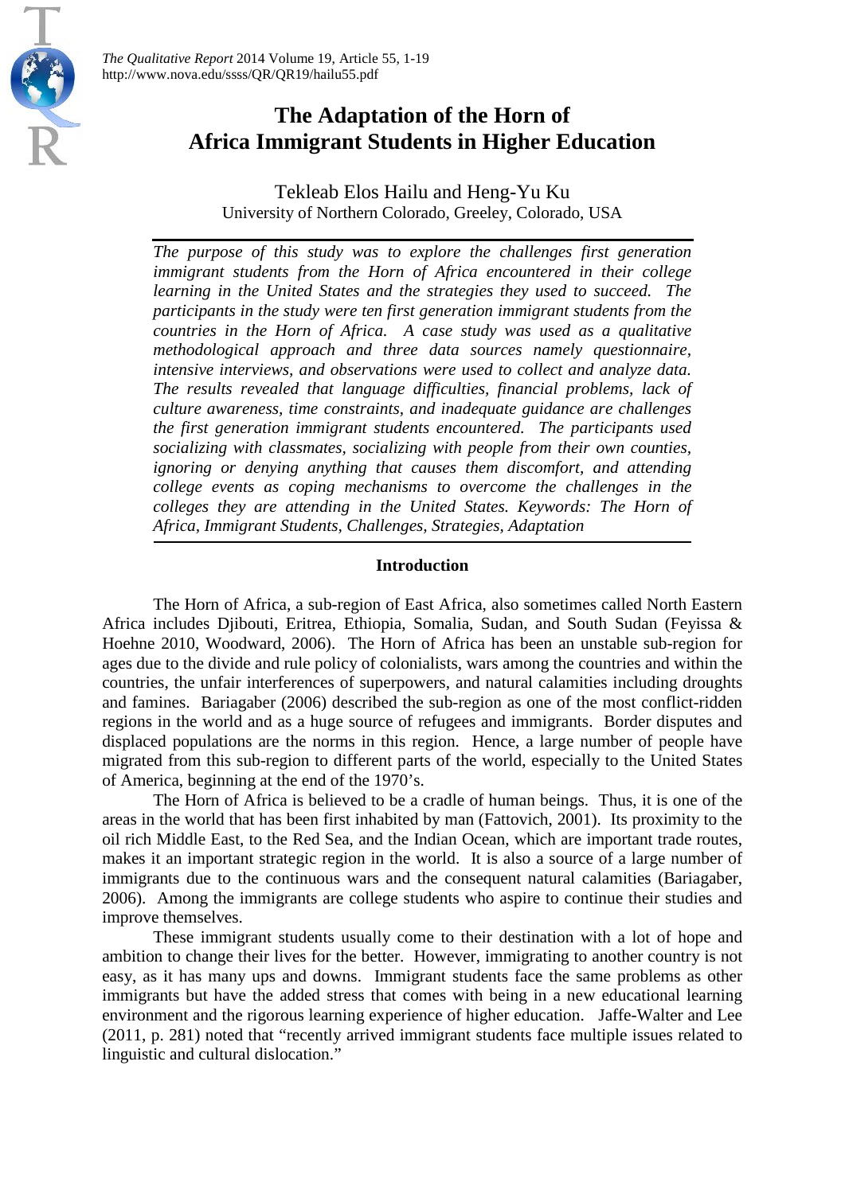# The Adaptation of the Horn of Africa Immigrant Students in Higher Education

Tekleab Elos Hailu and Heng-Yu Ku
University of Northern Colorado, Greeley, Colorado, USA

*The purpose of this study was to explore the challenges first generation immigrant students from the Horn of Africa encountered in their college learning in the United States and the strategies they used to succeed. The participants in the study were ten first generation immigrant students from the countries in the Horn of Africa. A case study was used as a qualitative methodological approach and three data sources namely questionnaire, intensive interviews, and observations were used to collect and analyze data. The results revealed that language difficulties, financial problems, lack of culture awareness, time constraints, and inadequate guidance are challenges the first generation immigrant students encountered. The participants used socializing with classmates, socializing with people from their own counties, ignoring or denying anything that causes them discomfort, and attending college events as coping mechanisms to overcome the challenges in the colleges they are attending in the United States. Keywords: The Horn of Africa, Immigrant Students, Challenges, Strategies, Adaptation*

## Introduction

The Horn of Africa, a sub-region of East Africa, also sometimes called North Eastern Africa includes Djibouti, Eritrea, Ethiopia, Somalia, Sudan, and South Sudan (Feyissa & Hoehne 2010, Woodward, 2006). The Horn of Africa has been an unstable sub-region for ages due to the divide and rule policy of colonialists, wars among the countries and within the countries, the unfair interferences of superpowers, and natural calamities including droughts and famines. Bariagaber (2006) described the sub-region as one of the most conflict-ridden regions in the world and as a huge source of refugees and immigrants. Border disputes and displaced populations are the norms in this region. Hence, a large number of people have migrated from this sub-region to different parts of the world, especially to the United States of America, beginning at the end of the 1970's.

The Horn of Africa is believed to be a cradle of human beings. Thus, it is one of the areas in the world that has been first inhabited by man (Fattovich, 2001). Its proximity to the oil rich Middle East, to the Red Sea, and the Indian Ocean, which are important trade routes, makes it an important strategic region in the world. It is also a source of a large number of immigrants due to the continuous wars and the consequent natural calamities (Bariagaber, 2006). Among the immigrants are college students who aspire to continue their studies and improve themselves.

These immigrant students usually come to their destination with a lot of hope and ambition to change their lives for the better. However, immigrating to another country is not easy, as it has many ups and downs. Immigrant students face the same problems as other immigrants but have the added stress that comes with being in a new educational learning environment and the rigorous learning experience of higher education. Jaffe-Walter and Lee (2011, p. 281) noted that "recently arrived immigrant students face multiple issues related to linguistic and cultural dislocation."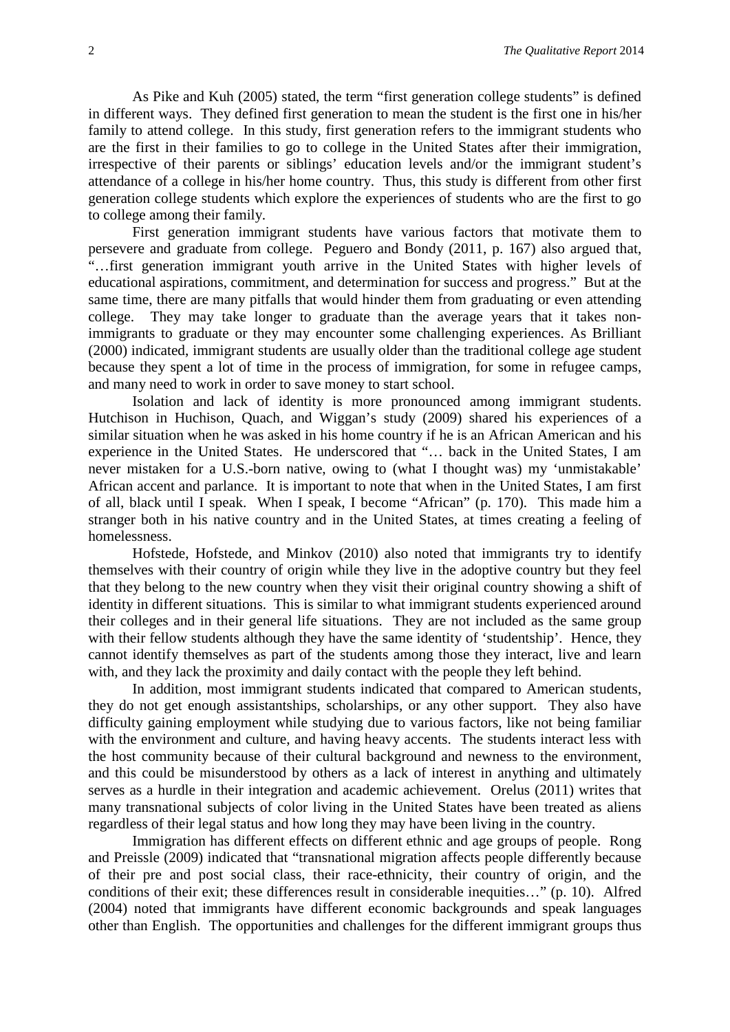As Pike and Kuh (2005) stated, the term "first generation college students" is defined in different ways. They defined first generation to mean the student is the first one in his/her family to attend college. In this study, first generation refers to the immigrant students who are the first in their families to go to college in the United States after their immigration, irrespective of their parents or siblings' education levels and/or the immigrant student's attendance of a college in his/her home country. Thus, this study is different from other first generation college students which explore the experiences of students who are the first to go to college among their family.

First generation immigrant students have various factors that motivate them to persevere and graduate from college. Peguero and Bondy (2011, p. 167) also argued that, "…first generation immigrant youth arrive in the United States with higher levels of educational aspirations, commitment, and determination for success and progress." But at the same time, there are many pitfalls that would hinder them from graduating or even attending college. They may take longer to graduate than the average years that it takes non-immigrants to graduate or they may encounter some challenging experiences. As Brilliant (2000) indicated, immigrant students are usually older than the traditional college age student because they spent a lot of time in the process of immigration, for some in refugee camps, and many need to work in order to save money to start school.

Isolation and lack of identity is more pronounced among immigrant students. Hutchison in Huchison, Quach, and Wiggan's study (2009) shared his experiences of a similar situation when he was asked in his home country if he is an African American and his experience in the United States. He underscored that "… back in the United States, I am never mistaken for a U.S.-born native, owing to (what I thought was) my 'unmistakable' African accent and parlance. It is important to note that when in the United States, I am first of all, black until I speak. When I speak, I become "African" (p. 170). This made him a stranger both in his native country and in the United States, at times creating a feeling of homelessness.

Hofstede, Hofstede, and Minkov (2010) also noted that immigrants try to identify themselves with their country of origin while they live in the adoptive country but they feel that they belong to the new country when they visit their original country showing a shift of identity in different situations. This is similar to what immigrant students experienced around their colleges and in their general life situations. They are not included as the same group with their fellow students although they have the same identity of 'studentship'. Hence, they cannot identify themselves as part of the students among those they interact, live and learn with, and they lack the proximity and daily contact with the people they left behind.

In addition, most immigrant students indicated that compared to American students, they do not get enough assistantships, scholarships, or any other support. They also have difficulty gaining employment while studying due to various factors, like not being familiar with the environment and culture, and having heavy accents. The students interact less with the host community because of their cultural background and newness to the environment, and this could be misunderstood by others as a lack of interest in anything and ultimately serves as a hurdle in their integration and academic achievement. Orelus (2011) writes that many transnational subjects of color living in the United States have been treated as aliens regardless of their legal status and how long they may have been living in the country.

Immigration has different effects on different ethnic and age groups of people. Rong and Preissle (2009) indicated that "transnational migration affects people differently because of their pre and post social class, their race-ethnicity, their country of origin, and the conditions of their exit; these differences result in considerable inequities…" (p. 10). Alfred (2004) noted that immigrants have different economic backgrounds and speak languages other than English. The opportunities and challenges for the different immigrant groups thus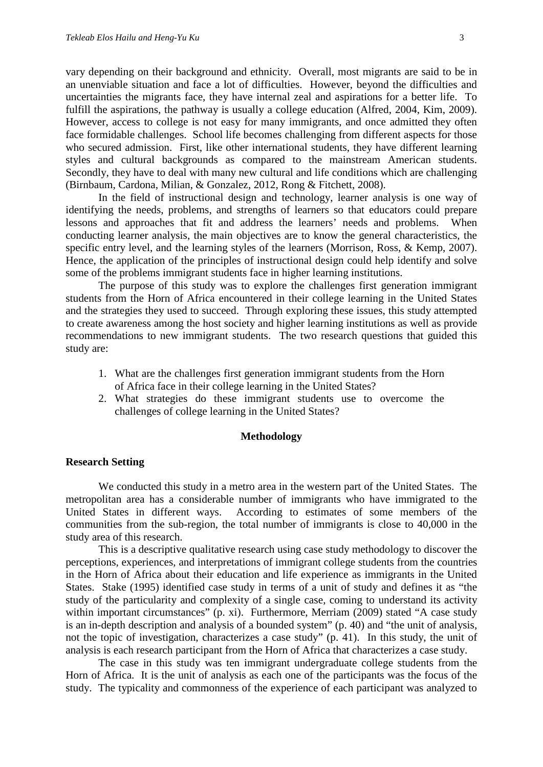vary depending on their background and ethnicity. Overall, most migrants are said to be in an unenviable situation and face a lot of difficulties. However, beyond the difficulties and uncertainties the migrants face, they have internal zeal and aspirations for a better life. To fulfill the aspirations, the pathway is usually a college education (Alfred, 2004, Kim, 2009). However, access to college is not easy for many immigrants, and once admitted they often face formidable challenges. School life becomes challenging from different aspects for those who secured admission. First, like other international students, they have different learning styles and cultural backgrounds as compared to the mainstream American students. Secondly, they have to deal with many new cultural and life conditions which are challenging (Birnbaum, Cardona, Milian, & Gonzalez, 2012, Rong & Fitchett, 2008).

In the field of instructional design and technology, learner analysis is one way of identifying the needs, problems, and strengths of learners so that educators could prepare lessons and approaches that fit and address the learners' needs and problems. When conducting learner analysis, the main objectives are to know the general characteristics, the specific entry level, and the learning styles of the learners (Morrison, Ross, & Kemp, 2007). Hence, the application of the principles of instructional design could help identify and solve some of the problems immigrant students face in higher learning institutions.

The purpose of this study was to explore the challenges first generation immigrant students from the Horn of Africa encountered in their college learning in the United States and the strategies they used to succeed. Through exploring these issues, this study attempted to create awareness among the host society and higher learning institutions as well as provide recommendations to new immigrant students. The two research questions that guided this study are:

1. What are the challenges first generation immigrant students from the Horn of Africa face in their college learning in the United States?
2. What strategies do these immigrant students use to overcome the challenges of college learning in the United States?

## Methodology

### Research Setting

We conducted this study in a metro area in the western part of the United States. The metropolitan area has a considerable number of immigrants who have immigrated to the United States in different ways. According to estimates of some members of the communities from the sub-region, the total number of immigrants is close to 40,000 in the study area of this research.

This is a descriptive qualitative research using case study methodology to discover the perceptions, experiences, and interpretations of immigrant college students from the countries in the Horn of Africa about their education and life experience as immigrants in the United States. Stake (1995) identified case study in terms of a unit of study and defines it as "the study of the particularity and complexity of a single case, coming to understand its activity within important circumstances" (p. xi). Furthermore, Merriam (2009) stated "A case study is an in-depth description and analysis of a bounded system" (p. 40) and "the unit of analysis, not the topic of investigation, characterizes a case study" (p. 41). In this study, the unit of analysis is each research participant from the Horn of Africa that characterizes a case study.

The case in this study was ten immigrant undergraduate college students from the Horn of Africa. It is the unit of analysis as each one of the participants was the focus of the study. The typicality and commonness of the experience of each participant was analyzed to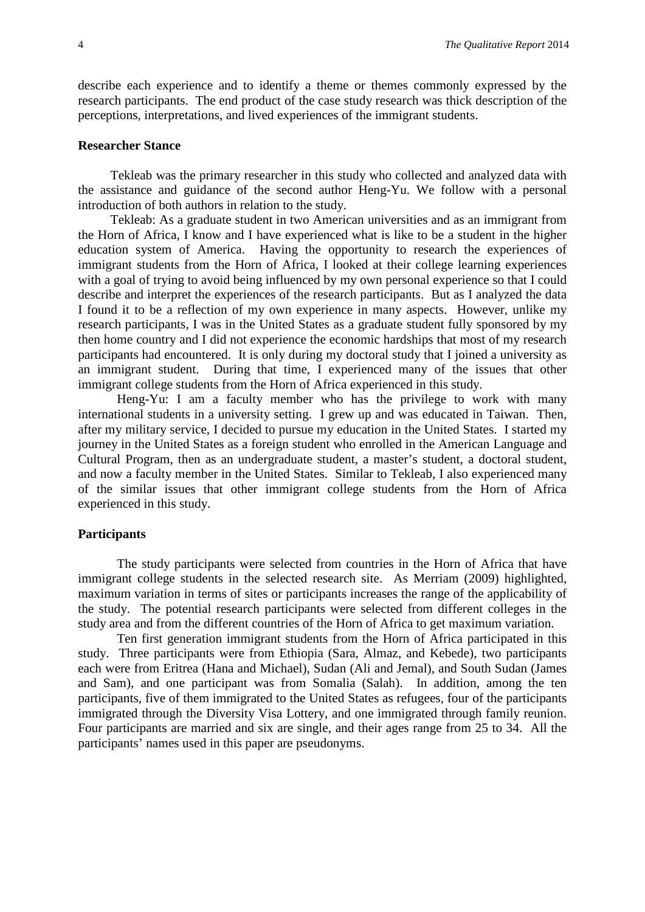describe each experience and to identify a theme or themes commonly expressed by the research participants. The end product of the case study research was thick description of the perceptions, interpretations, and lived experiences of the immigrant students.

### Researcher Stance

Tekleab was the primary researcher in this study who collected and analyzed data with the assistance and guidance of the second author Heng-Yu. We follow with a personal introduction of both authors in relation to the study.

Tekleab: As a graduate student in two American universities and as an immigrant from the Horn of Africa, I know and I have experienced what is like to be a student in the higher education system of America. Having the opportunity to research the experiences of immigrant students from the Horn of Africa, I looked at their college learning experiences with a goal of trying to avoid being influenced by my own personal experience so that I could describe and interpret the experiences of the research participants. But as I analyzed the data I found it to be a reflection of my own experience in many aspects. However, unlike my research participants, I was in the United States as a graduate student fully sponsored by my then home country and I did not experience the economic hardships that most of my research participants had encountered. It is only during my doctoral study that I joined a university as an immigrant student. During that time, I experienced many of the issues that other immigrant college students from the Horn of Africa experienced in this study.

Heng-Yu: I am a faculty member who has the privilege to work with many international students in a university setting. I grew up and was educated in Taiwan. Then, after my military service, I decided to pursue my education in the United States. I started my journey in the United States as a foreign student who enrolled in the American Language and Cultural Program, then as an undergraduate student, a master's student, a doctoral student, and now a faculty member in the United States. Similar to Tekleab, I also experienced many of the similar issues that other immigrant college students from the Horn of Africa experienced in this study.

### Participants

The study participants were selected from countries in the Horn of Africa that have immigrant college students in the selected research site. As Merriam (2009) highlighted, maximum variation in terms of sites or participants increases the range of the applicability of the study. The potential research participants were selected from different colleges in the study area and from the different countries of the Horn of Africa to get maximum variation.

Ten first generation immigrant students from the Horn of Africa participated in this study. Three participants were from Ethiopia (Sara, Almaz, and Kebede), two participants each were from Eritrea (Hana and Michael), Sudan (Ali and Jemal), and South Sudan (James and Sam), and one participant was from Somalia (Salah). In addition, among the ten participants, five of them immigrated to the United States as refugees, four of the participants immigrated through the Diversity Visa Lottery, and one immigrated through family reunion. Four participants are married and six are single, and their ages range from 25 to 34. All the participants' names used in this paper are pseudonyms.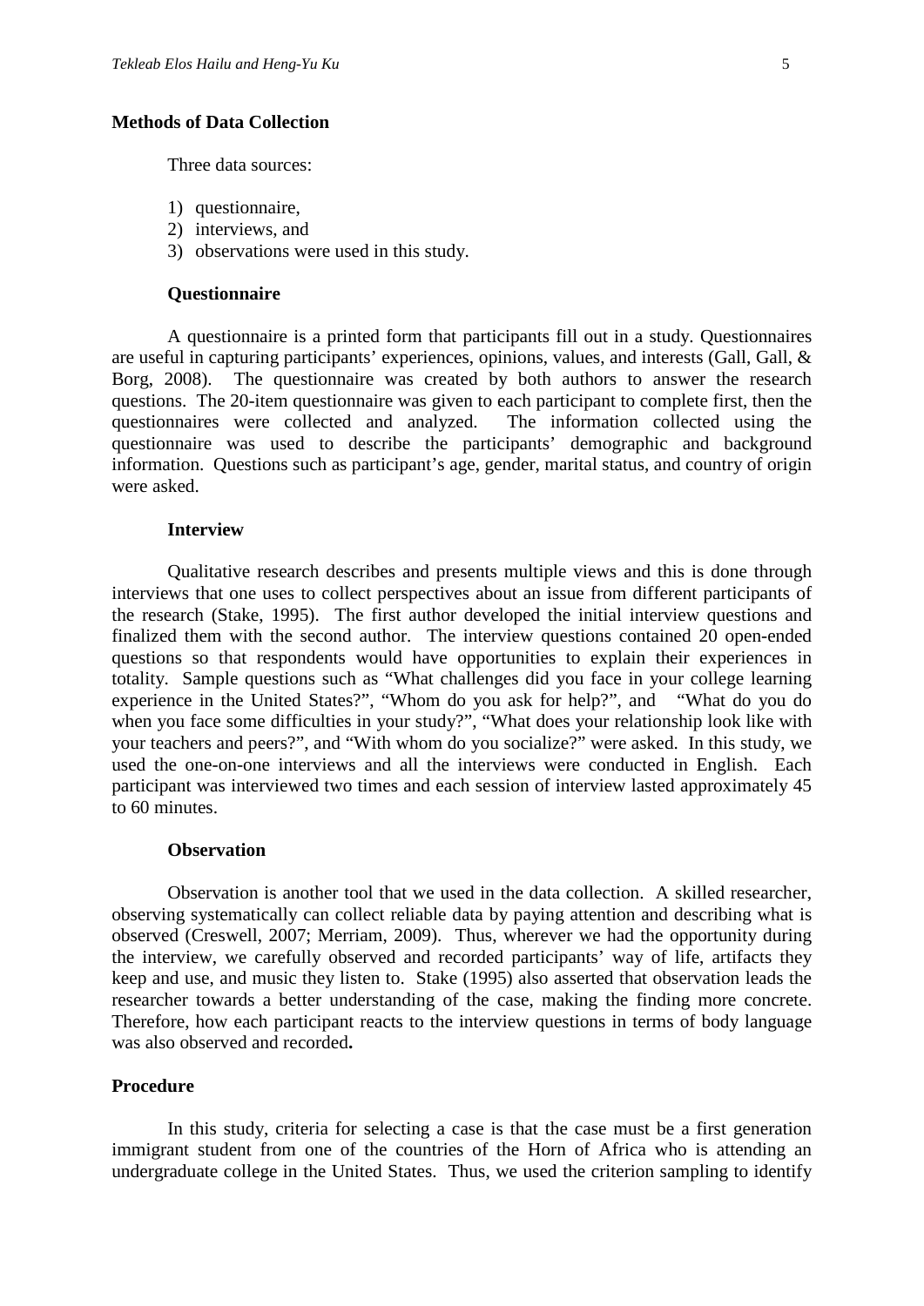## Methods of Data Collection

Three data sources:

1) questionnaire,
2) interviews, and
3) observations were used in this study.

### Questionnaire

A questionnaire is a printed form that participants fill out in a study. Questionnaires are useful in capturing participants' experiences, opinions, values, and interests (Gall, Gall, & Borg, 2008). The questionnaire was created by both authors to answer the research questions. The 20-item questionnaire was given to each participant to complete first, then the questionnaires were collected and analyzed. The information collected using the questionnaire was used to describe the participants' demographic and background information. Questions such as participant's age, gender, marital status, and country of origin were asked.

### Interview

Qualitative research describes and presents multiple views and this is done through interviews that one uses to collect perspectives about an issue from different participants of the research (Stake, 1995). The first author developed the initial interview questions and finalized them with the second author. The interview questions contained 20 open-ended questions so that respondents would have opportunities to explain their experiences in totality. Sample questions such as "What challenges did you face in your college learning experience in the United States?", "Whom do you ask for help?", and "What do you do when you face some difficulties in your study?", "What does your relationship look like with your teachers and peers?", and "With whom do you socialize?" were asked. In this study, we used the one-on-one interviews and all the interviews were conducted in English. Each participant was interviewed two times and each session of interview lasted approximately 45 to 60 minutes.

### Observation

Observation is another tool that we used in the data collection. A skilled researcher, observing systematically can collect reliable data by paying attention and describing what is observed (Creswell, 2007; Merriam, 2009). Thus, wherever we had the opportunity during the interview, we carefully observed and recorded participants' way of life, artifacts they keep and use, and music they listen to. Stake (1995) also asserted that observation leads the researcher towards a better understanding of the case, making the finding more concrete. Therefore, how each participant reacts to the interview questions in terms of body language was also observed and recorded.

## Procedure

In this study, criteria for selecting a case is that the case must be a first generation immigrant student from one of the countries of the Horn of Africa who is attending an undergraduate college in the United States. Thus, we used the criterion sampling to identify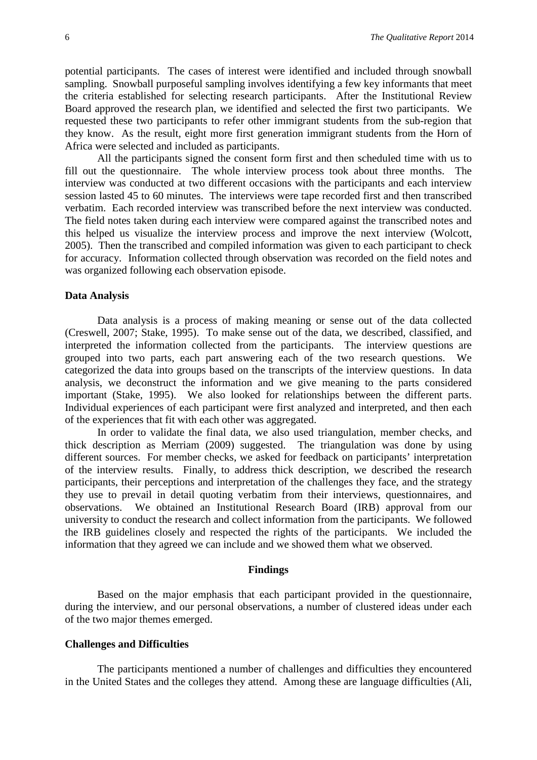potential participants. The cases of interest were identified and included through snowball sampling. Snowball purposeful sampling involves identifying a few key informants that meet the criteria established for selecting research participants. After the Institutional Review Board approved the research plan, we identified and selected the first two participants. We requested these two participants to refer other immigrant students from the sub-region that they know. As the result, eight more first generation immigrant students from the Horn of Africa were selected and included as participants.

All the participants signed the consent form first and then scheduled time with us to fill out the questionnaire. The whole interview process took about three months. The interview was conducted at two different occasions with the participants and each interview session lasted 45 to 60 minutes. The interviews were tape recorded first and then transcribed verbatim. Each recorded interview was transcribed before the next interview was conducted. The field notes taken during each interview were compared against the transcribed notes and this helped us visualize the interview process and improve the next interview (Wolcott, 2005). Then the transcribed and compiled information was given to each participant to check for accuracy. Information collected through observation was recorded on the field notes and was organized following each observation episode.

### Data Analysis

Data analysis is a process of making meaning or sense out of the data collected (Creswell, 2007; Stake, 1995). To make sense out of the data, we described, classified, and interpreted the information collected from the participants. The interview questions are grouped into two parts, each part answering each of the two research questions. We categorized the data into groups based on the transcripts of the interview questions. In data analysis, we deconstruct the information and we give meaning to the parts considered important (Stake, 1995). We also looked for relationships between the different parts. Individual experiences of each participant were first analyzed and interpreted, and then each of the experiences that fit with each other was aggregated.

In order to validate the final data, we also used triangulation, member checks, and thick description as Merriam (2009) suggested. The triangulation was done by using different sources. For member checks, we asked for feedback on participants' interpretation of the interview results. Finally, to address thick description, we described the research participants, their perceptions and interpretation of the challenges they face, and the strategy they use to prevail in detail quoting verbatim from their interviews, questionnaires, and observations. We obtained an Institutional Research Board (IRB) approval from our university to conduct the research and collect information from the participants. We followed the IRB guidelines closely and respected the rights of the participants. We included the information that they agreed we can include and we showed them what we observed.

## Findings

Based on the major emphasis that each participant provided in the questionnaire, during the interview, and our personal observations, a number of clustered ideas under each of the two major themes emerged.

### Challenges and Difficulties

The participants mentioned a number of challenges and difficulties they encountered in the United States and the colleges they attend. Among these are language difficulties (Ali,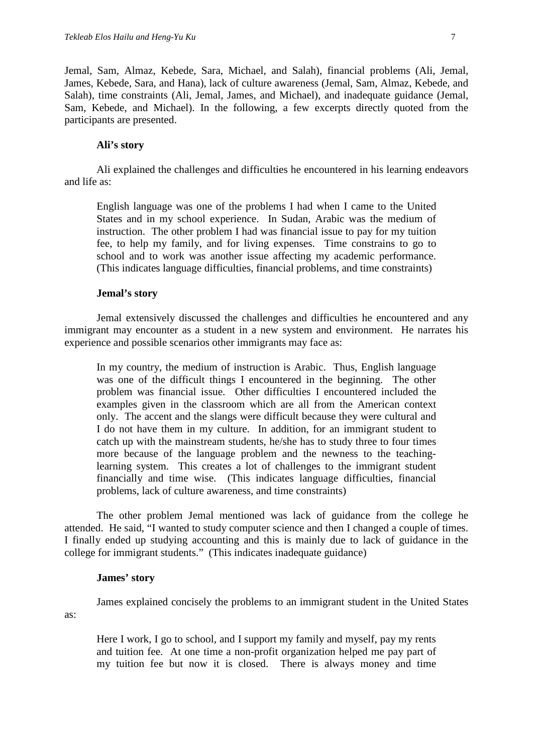Jemal, Sam, Almaz, Kebede, Sara, Michael, and Salah), financial problems (Ali, Jemal, James, Kebede, Sara, and Hana), lack of culture awareness (Jemal, Sam, Almaz, Kebede, and Salah), time constraints (Ali, Jemal, James, and Michael), and inadequate guidance (Jemal, Sam, Kebede, and Michael). In the following, a few excerpts directly quoted from the participants are presented.

**Ali's story**

Ali explained the challenges and difficulties he encountered in his learning endeavors and life as:

> English language was one of the problems I had when I came to the United States and in my school experience. In Sudan, Arabic was the medium of instruction. The other problem I had was financial issue to pay for my tuition fee, to help my family, and for living expenses. Time constrains to go to school and to work was another issue affecting my academic performance. (This indicates language difficulties, financial problems, and time constraints)

**Jemal's story**

Jemal extensively discussed the challenges and difficulties he encountered and any immigrant may encounter as a student in a new system and environment. He narrates his experience and possible scenarios other immigrants may face as:

> In my country, the medium of instruction is Arabic. Thus, English language was one of the difficult things I encountered in the beginning. The other problem was financial issue. Other difficulties I encountered included the examples given in the classroom which are all from the American context only. The accent and the slangs were difficult because they were cultural and I do not have them in my culture. In addition, for an immigrant student to catch up with the mainstream students, he/she has to study three to four times more because of the language problem and the newness to the teaching-learning system. This creates a lot of challenges to the immigrant student financially and time wise. (This indicates language difficulties, financial problems, lack of culture awareness, and time constraints)

The other problem Jemal mentioned was lack of guidance from the college he attended. He said, "I wanted to study computer science and then I changed a couple of times. I finally ended up studying accounting and this is mainly due to lack of guidance in the college for immigrant students." (This indicates inadequate guidance)

**James' story**

James explained concisely the problems to an immigrant student in the United States as:

> Here I work, I go to school, and I support my family and myself, pay my rents and tuition fee. At one time a non-profit organization helped me pay part of my tuition fee but now it is closed. There is always money and time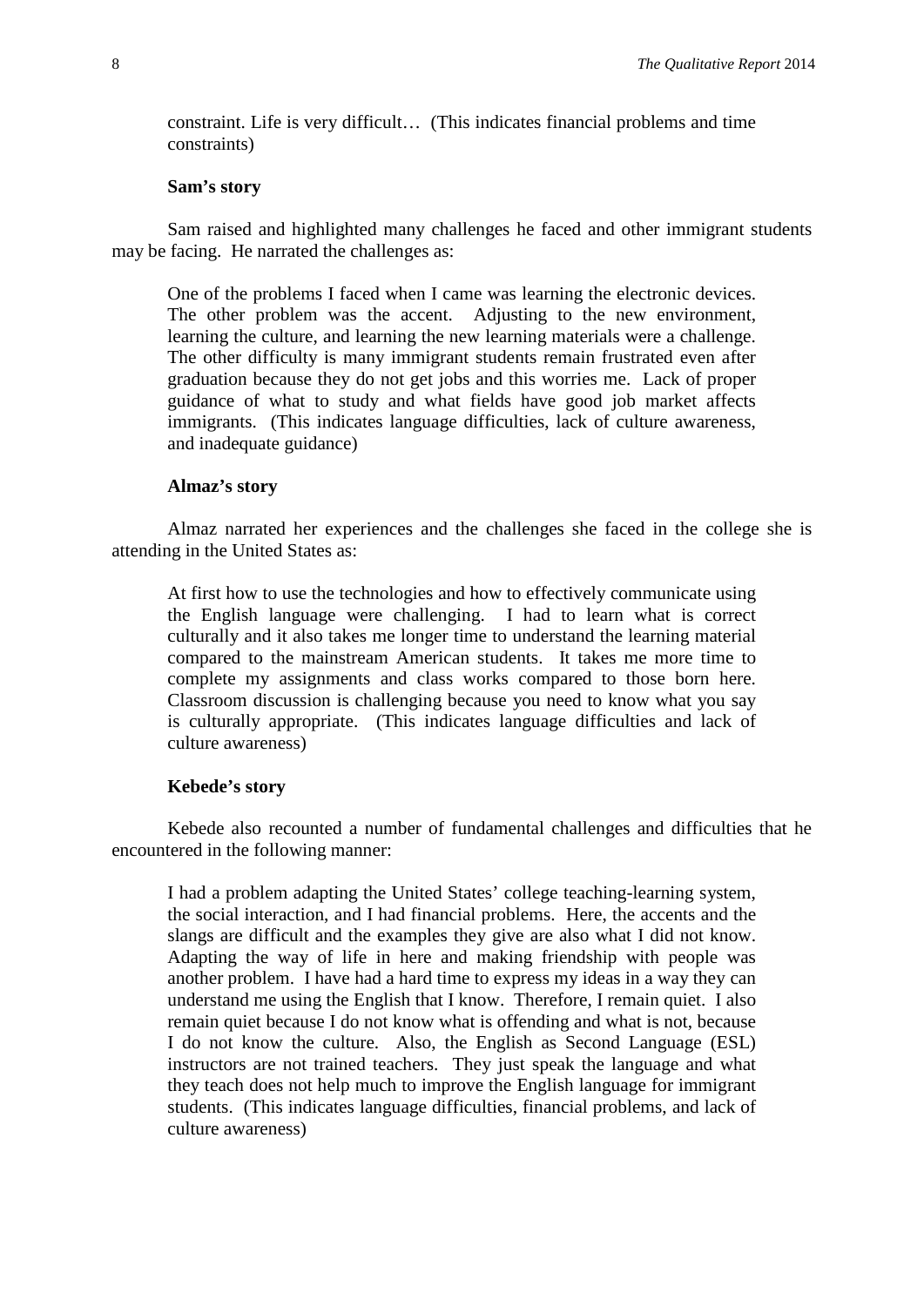> constraint. Life is very difficult… (This indicates financial problems and time constraints)

**Sam's story**

Sam raised and highlighted many challenges he faced and other immigrant students may be facing. He narrated the challenges as:

> One of the problems I faced when I came was learning the electronic devices. The other problem was the accent. Adjusting to the new environment, learning the culture, and learning the new learning materials were a challenge. The other difficulty is many immigrant students remain frustrated even after graduation because they do not get jobs and this worries me. Lack of proper guidance of what to study and what fields have good job market affects immigrants. (This indicates language difficulties, lack of culture awareness, and inadequate guidance)

**Almaz's story**

Almaz narrated her experiences and the challenges she faced in the college she is attending in the United States as:

> At first how to use the technologies and how to effectively communicate using the English language were challenging. I had to learn what is correct culturally and it also takes me longer time to understand the learning material compared to the mainstream American students. It takes me more time to complete my assignments and class works compared to those born here. Classroom discussion is challenging because you need to know what you say is culturally appropriate. (This indicates language difficulties and lack of culture awareness)

**Kebede's story**

Kebede also recounted a number of fundamental challenges and difficulties that he encountered in the following manner:

> I had a problem adapting the United States' college teaching-learning system, the social interaction, and I had financial problems. Here, the accents and the slangs are difficult and the examples they give are also what I did not know. Adapting the way of life in here and making friendship with people was another problem. I have had a hard time to express my ideas in a way they can understand me using the English that I know. Therefore, I remain quiet. I also remain quiet because I do not know what is offending and what is not, because I do not know the culture. Also, the English as Second Language (ESL) instructors are not trained teachers. They just speak the language and what they teach does not help much to improve the English language for immigrant students. (This indicates language difficulties, financial problems, and lack of culture awareness)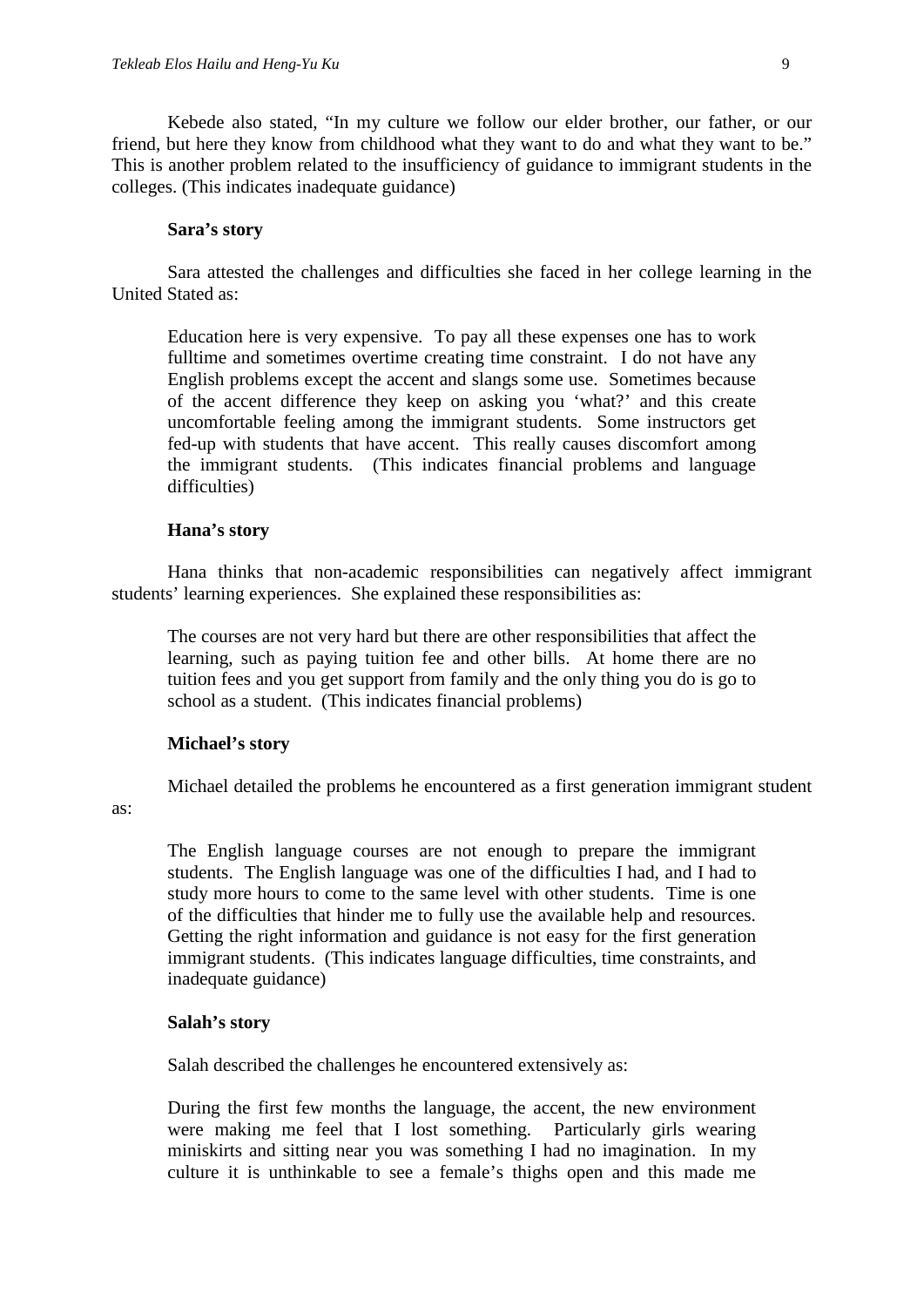Kebede also stated, "In my culture we follow our elder brother, our father, or our friend, but here they know from childhood what they want to do and what they want to be." This is another problem related to the insufficiency of guidance to immigrant students in the colleges. (This indicates inadequate guidance)

**Sara's story**

Sara attested the challenges and difficulties she faced in her college learning in the United Stated as:

> Education here is very expensive. To pay all these expenses one has to work fulltime and sometimes overtime creating time constraint. I do not have any English problems except the accent and slangs some use. Sometimes because of the accent difference they keep on asking you 'what?' and this create uncomfortable feeling among the immigrant students. Some instructors get fed-up with students that have accent. This really causes discomfort among the immigrant students. (This indicates financial problems and language difficulties)

**Hana's story**

Hana thinks that non-academic responsibilities can negatively affect immigrant students' learning experiences. She explained these responsibilities as:

> The courses are not very hard but there are other responsibilities that affect the learning, such as paying tuition fee and other bills. At home there are no tuition fees and you get support from family and the only thing you do is go to school as a student. (This indicates financial problems)

**Michael's story**

Michael detailed the problems he encountered as a first generation immigrant student as:

> The English language courses are not enough to prepare the immigrant students. The English language was one of the difficulties I had, and I had to study more hours to come to the same level with other students. Time is one of the difficulties that hinder me to fully use the available help and resources. Getting the right information and guidance is not easy for the first generation immigrant students. (This indicates language difficulties, time constraints, and inadequate guidance)

**Salah's story**

Salah described the challenges he encountered extensively as:

> During the first few months the language, the accent, the new environment were making me feel that I lost something. Particularly girls wearing miniskirts and sitting near you was something I had no imagination. In my culture it is unthinkable to see a female's thighs open and this made me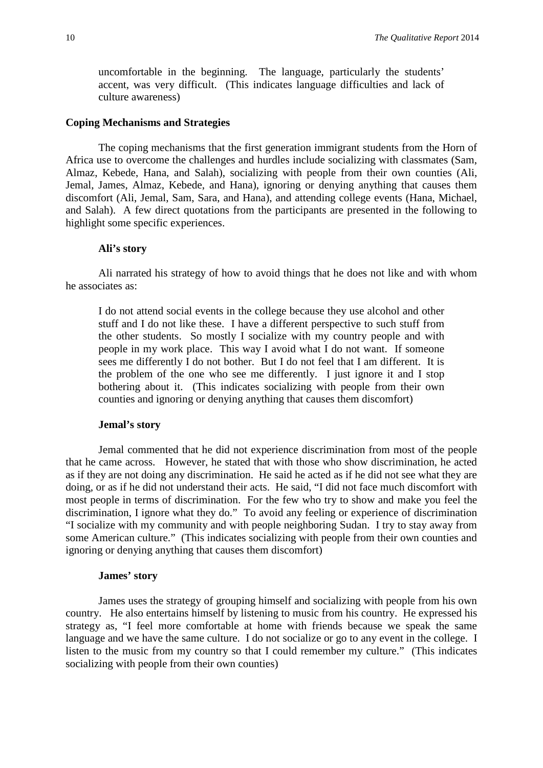> uncomfortable in the beginning. The language, particularly the students' accent, was very difficult. (This indicates language difficulties and lack of culture awareness)

### Coping Mechanisms and Strategies

The coping mechanisms that the first generation immigrant students from the Horn of Africa use to overcome the challenges and hurdles include socializing with classmates (Sam, Almaz, Kebede, Hana, and Salah), socializing with people from their own counties (Ali, Jemal, James, Almaz, Kebede, and Hana), ignoring or denying anything that causes them discomfort (Ali, Jemal, Sam, Sara, and Hana), and attending college events (Hana, Michael, and Salah). A few direct quotations from the participants are presented in the following to highlight some specific experiences.

#### Ali's story

Ali narrated his strategy of how to avoid things that he does not like and with whom he associates as:

> I do not attend social events in the college because they use alcohol and other stuff and I do not like these. I have a different perspective to such stuff from the other students. So mostly I socialize with my country people and with people in my work place. This way I avoid what I do not want. If someone sees me differently I do not bother. But I do not feel that I am different. It is the problem of the one who see me differently. I just ignore it and I stop bothering about it. (This indicates socializing with people from their own counties and ignoring or denying anything that causes them discomfort)

#### Jemal's story

Jemal commented that he did not experience discrimination from most of the people that he came across. However, he stated that with those who show discrimination, he acted as if they are not doing any discrimination. He said he acted as if he did not see what they are doing, or as if he did not understand their acts. He said, "I did not face much discomfort with most people in terms of discrimination. For the few who try to show and make you feel the discrimination, I ignore what they do." To avoid any feeling or experience of discrimination "I socialize with my community and with people neighboring Sudan. I try to stay away from some American culture." (This indicates socializing with people from their own counties and ignoring or denying anything that causes them discomfort)

#### James' story

James uses the strategy of grouping himself and socializing with people from his own country. He also entertains himself by listening to music from his country. He expressed his strategy as, "I feel more comfortable at home with friends because we speak the same language and we have the same culture. I do not socialize or go to any event in the college. I listen to the music from my country so that I could remember my culture." (This indicates socializing with people from their own counties)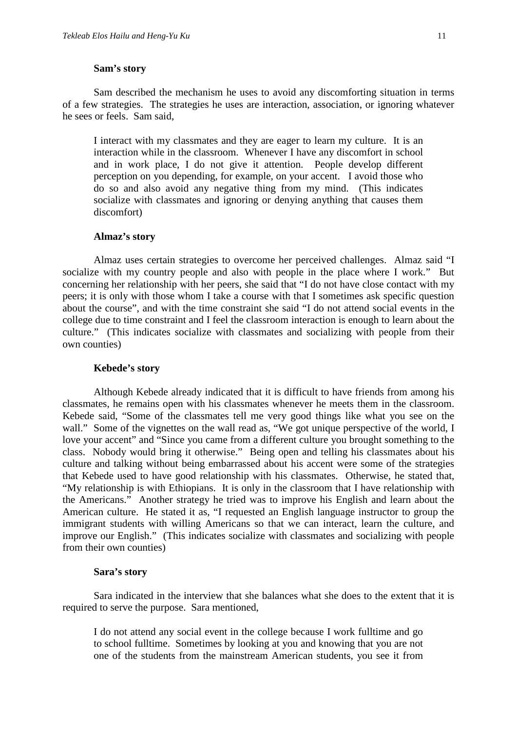**Sam's story**

Sam described the mechanism he uses to avoid any discomforting situation in terms of a few strategies. The strategies he uses are interaction, association, or ignoring whatever he sees or feels. Sam said,

> I interact with my classmates and they are eager to learn my culture. It is an interaction while in the classroom. Whenever I have any discomfort in school and in work place, I do not give it attention. People develop different perception on you depending, for example, on your accent. I avoid those who do so and also avoid any negative thing from my mind. (This indicates socialize with classmates and ignoring or denying anything that causes them discomfort)

**Almaz's story**

Almaz uses certain strategies to overcome her perceived challenges. Almaz said "I socialize with my country people and also with people in the place where I work." But concerning her relationship with her peers, she said that "I do not have close contact with my peers; it is only with those whom I take a course with that I sometimes ask specific question about the course", and with the time constraint she said "I do not attend social events in the college due to time constraint and I feel the classroom interaction is enough to learn about the culture." (This indicates socialize with classmates and socializing with people from their own counties)

**Kebede's story**

Although Kebede already indicated that it is difficult to have friends from among his classmates, he remains open with his classmates whenever he meets them in the classroom. Kebede said, "Some of the classmates tell me very good things like what you see on the wall." Some of the vignettes on the wall read as, "We got unique perspective of the world, I love your accent" and "Since you came from a different culture you brought something to the class. Nobody would bring it otherwise." Being open and telling his classmates about his culture and talking without being embarrassed about his accent were some of the strategies that Kebede used to have good relationship with his classmates. Otherwise, he stated that, "My relationship is with Ethiopians. It is only in the classroom that I have relationship with the Americans." Another strategy he tried was to improve his English and learn about the American culture. He stated it as, "I requested an English language instructor to group the immigrant students with willing Americans so that we can interact, learn the culture, and improve our English." (This indicates socialize with classmates and socializing with people from their own counties)

**Sara's story**

Sara indicated in the interview that she balances what she does to the extent that it is required to serve the purpose. Sara mentioned,

> I do not attend any social event in the college because I work fulltime and go to school fulltime. Sometimes by looking at you and knowing that you are not one of the students from the mainstream American students, you see it from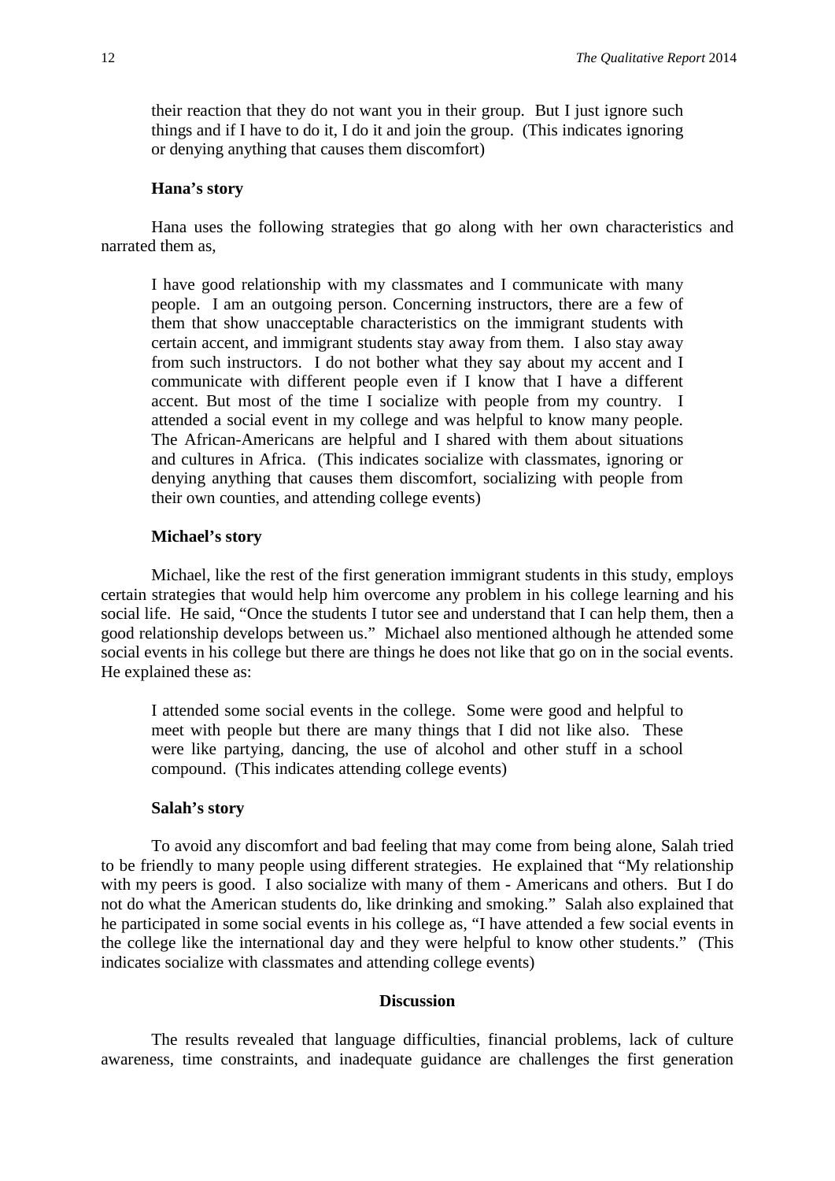> their reaction that they do not want you in their group. But I just ignore such things and if I have to do it, I do it and join the group. (This indicates ignoring or denying anything that causes them discomfort)

**Hana's story**

Hana uses the following strategies that go along with her own characteristics and narrated them as,

> I have good relationship with my classmates and I communicate with many people. I am an outgoing person. Concerning instructors, there are a few of them that show unacceptable characteristics on the immigrant students with certain accent, and immigrant students stay away from them. I also stay away from such instructors. I do not bother what they say about my accent and I communicate with different people even if I know that I have a different accent. But most of the time I socialize with people from my country. I attended a social event in my college and was helpful to know many people. The African-Americans are helpful and I shared with them about situations and cultures in Africa. (This indicates socialize with classmates, ignoring or denying anything that causes them discomfort, socializing with people from their own counties, and attending college events)

**Michael's story**

Michael, like the rest of the first generation immigrant students in this study, employs certain strategies that would help him overcome any problem in his college learning and his social life. He said, "Once the students I tutor see and understand that I can help them, then a good relationship develops between us." Michael also mentioned although he attended some social events in his college but there are things he does not like that go on in the social events. He explained these as:

> I attended some social events in the college. Some were good and helpful to meet with people but there are many things that I did not like also. These were like partying, dancing, the use of alcohol and other stuff in a school compound. (This indicates attending college events)

**Salah's story**

To avoid any discomfort and bad feeling that may come from being alone, Salah tried to be friendly to many people using different strategies. He explained that "My relationship with my peers is good. I also socialize with many of them - Americans and others. But I do not do what the American students do, like drinking and smoking." Salah also explained that he participated in some social events in his college as, "I have attended a few social events in the college like the international day and they were helpful to know other students." (This indicates socialize with classmates and attending college events)

## Discussion

The results revealed that language difficulties, financial problems, lack of culture awareness, time constraints, and inadequate guidance are challenges the first generation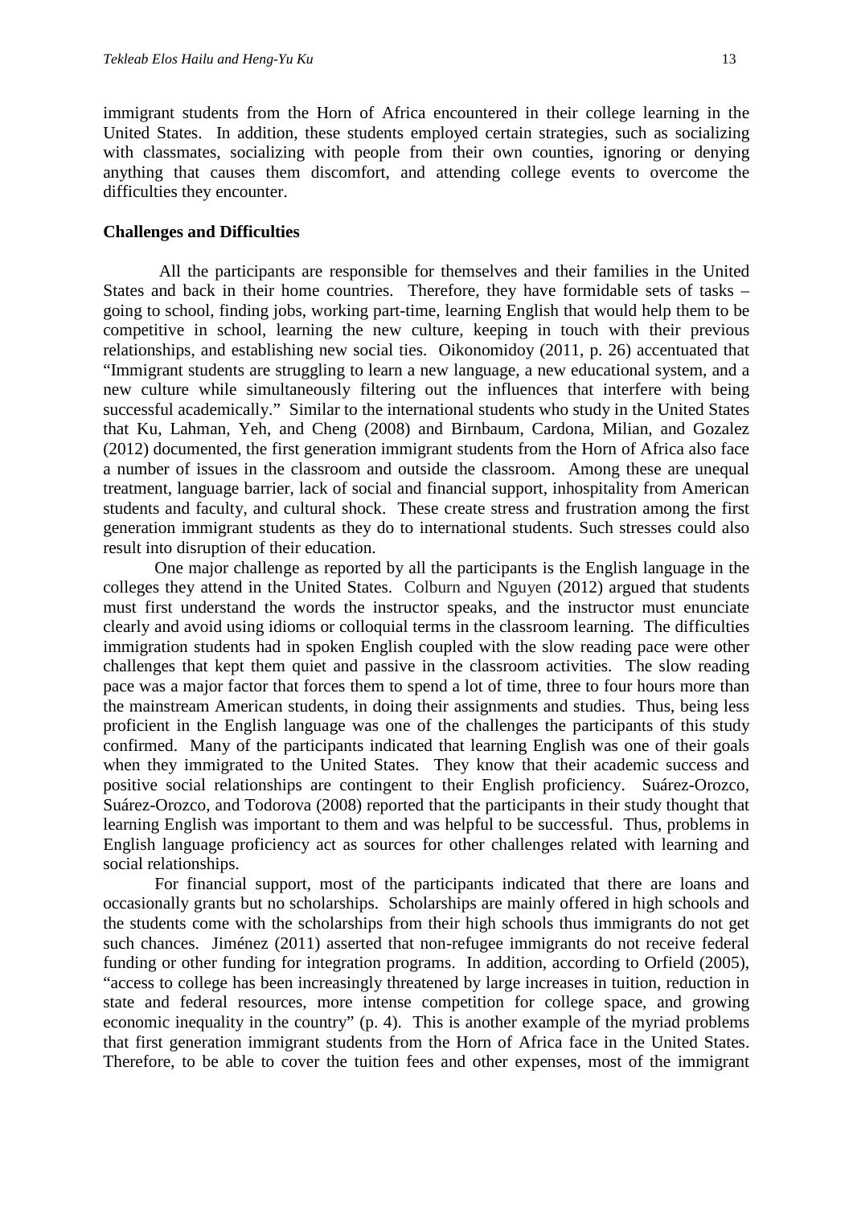immigrant students from the Horn of Africa encountered in their college learning in the United States. In addition, these students employed certain strategies, such as socializing with classmates, socializing with people from their own counties, ignoring or denying anything that causes them discomfort, and attending college events to overcome the difficulties they encounter.

**Challenges and Difficulties**

All the participants are responsible for themselves and their families in the United States and back in their home countries. Therefore, they have formidable sets of tasks – going to school, finding jobs, working part-time, learning English that would help them to be competitive in school, learning the new culture, keeping in touch with their previous relationships, and establishing new social ties. Oikonomidoy (2011, p. 26) accentuated that "Immigrant students are struggling to learn a new language, a new educational system, and a new culture while simultaneously filtering out the influences that interfere with being successful academically." Similar to the international students who study in the United States that Ku, Lahman, Yeh, and Cheng (2008) and Birnbaum, Cardona, Milian, and Gozalez (2012) documented, the first generation immigrant students from the Horn of Africa also face a number of issues in the classroom and outside the classroom. Among these are unequal treatment, language barrier, lack of social and financial support, inhospitality from American students and faculty, and cultural shock. These create stress and frustration among the first generation immigrant students as they do to international students. Such stresses could also result into disruption of their education.

One major challenge as reported by all the participants is the English language in the colleges they attend in the United States. Colburn and Nguyen (2012) argued that students must first understand the words the instructor speaks, and the instructor must enunciate clearly and avoid using idioms or colloquial terms in the classroom learning. The difficulties immigration students had in spoken English coupled with the slow reading pace were other challenges that kept them quiet and passive in the classroom activities. The slow reading pace was a major factor that forces them to spend a lot of time, three to four hours more than the mainstream American students, in doing their assignments and studies. Thus, being less proficient in the English language was one of the challenges the participants of this study confirmed. Many of the participants indicated that learning English was one of their goals when they immigrated to the United States. They know that their academic success and positive social relationships are contingent to their English proficiency. Suárez-Orozco, Suárez-Orozco, and Todorova (2008) reported that the participants in their study thought that learning English was important to them and was helpful to be successful. Thus, problems in English language proficiency act as sources for other challenges related with learning and social relationships.

For financial support, most of the participants indicated that there are loans and occasionally grants but no scholarships. Scholarships are mainly offered in high schools and the students come with the scholarships from their high schools thus immigrants do not get such chances. Jiménez (2011) asserted that non-refugee immigrants do not receive federal funding or other funding for integration programs. In addition, according to Orfield (2005), "access to college has been increasingly threatened by large increases in tuition, reduction in state and federal resources, more intense competition for college space, and growing economic inequality in the country" (p. 4). This is another example of the myriad problems that first generation immigrant students from the Horn of Africa face in the United States. Therefore, to be able to cover the tuition fees and other expenses, most of the immigrant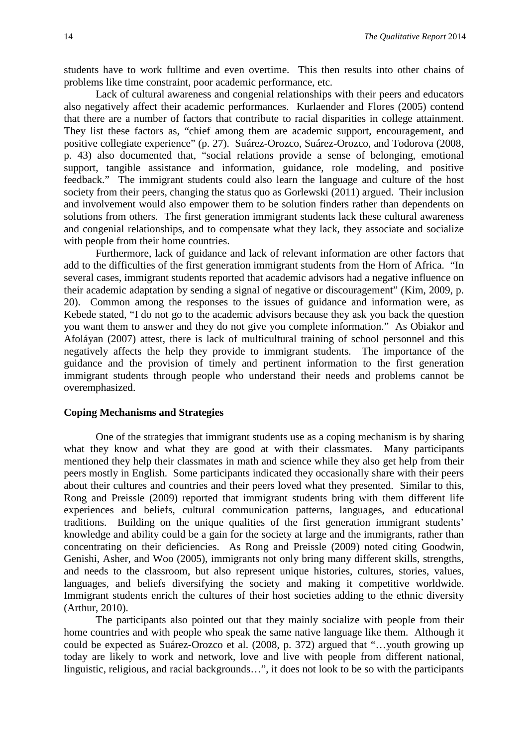students have to work fulltime and even overtime. This then results into other chains of problems like time constraint, poor academic performance, etc.

Lack of cultural awareness and congenial relationships with their peers and educators also negatively affect their academic performances. Kurlaender and Flores (2005) contend that there are a number of factors that contribute to racial disparities in college attainment. They list these factors as, "chief among them are academic support, encouragement, and positive collegiate experience" (p. 27). Suárez-Orozco, Suárez-Orozco, and Todorova (2008, p. 43) also documented that, "social relations provide a sense of belonging, emotional support, tangible assistance and information, guidance, role modeling, and positive feedback." The immigrant students could also learn the language and culture of the host society from their peers, changing the status quo as Gorlewski (2011) argued. Their inclusion and involvement would also empower them to be solution finders rather than dependents on solutions from others. The first generation immigrant students lack these cultural awareness and congenial relationships, and to compensate what they lack, they associate and socialize with people from their home countries.

Furthermore, lack of guidance and lack of relevant information are other factors that add to the difficulties of the first generation immigrant students from the Horn of Africa. "In several cases, immigrant students reported that academic advisors had a negative influence on their academic adaptation by sending a signal of negative or discouragement" (Kim, 2009, p. 20). Common among the responses to the issues of guidance and information were, as Kebede stated, "I do not go to the academic advisors because they ask you back the question you want them to answer and they do not give you complete information." As Obiakor and Afoláyan (2007) attest, there is lack of multicultural training of school personnel and this negatively affects the help they provide to immigrant students. The importance of the guidance and the provision of timely and pertinent information to the first generation immigrant students through people who understand their needs and problems cannot be overemphasized.

**Coping Mechanisms and Strategies**

One of the strategies that immigrant students use as a coping mechanism is by sharing what they know and what they are good at with their classmates. Many participants mentioned they help their classmates in math and science while they also get help from their peers mostly in English. Some participants indicated they occasionally share with their peers about their cultures and countries and their peers loved what they presented. Similar to this, Rong and Preissle (2009) reported that immigrant students bring with them different life experiences and beliefs, cultural communication patterns, languages, and educational traditions. Building on the unique qualities of the first generation immigrant students' knowledge and ability could be a gain for the society at large and the immigrants, rather than concentrating on their deficiencies. As Rong and Preissle (2009) noted citing Goodwin, Genishi, Asher, and Woo (2005), immigrants not only bring many different skills, strengths, and needs to the classroom, but also represent unique histories, cultures, stories, values, languages, and beliefs diversifying the society and making it competitive worldwide. Immigrant students enrich the cultures of their host societies adding to the ethnic diversity (Arthur, 2010).

The participants also pointed out that they mainly socialize with people from their home countries and with people who speak the same native language like them. Although it could be expected as Suárez-Orozco et al. (2008, p. 372) argued that "…youth growing up today are likely to work and network, love and live with people from different national, linguistic, religious, and racial backgrounds…", it does not look to be so with the participants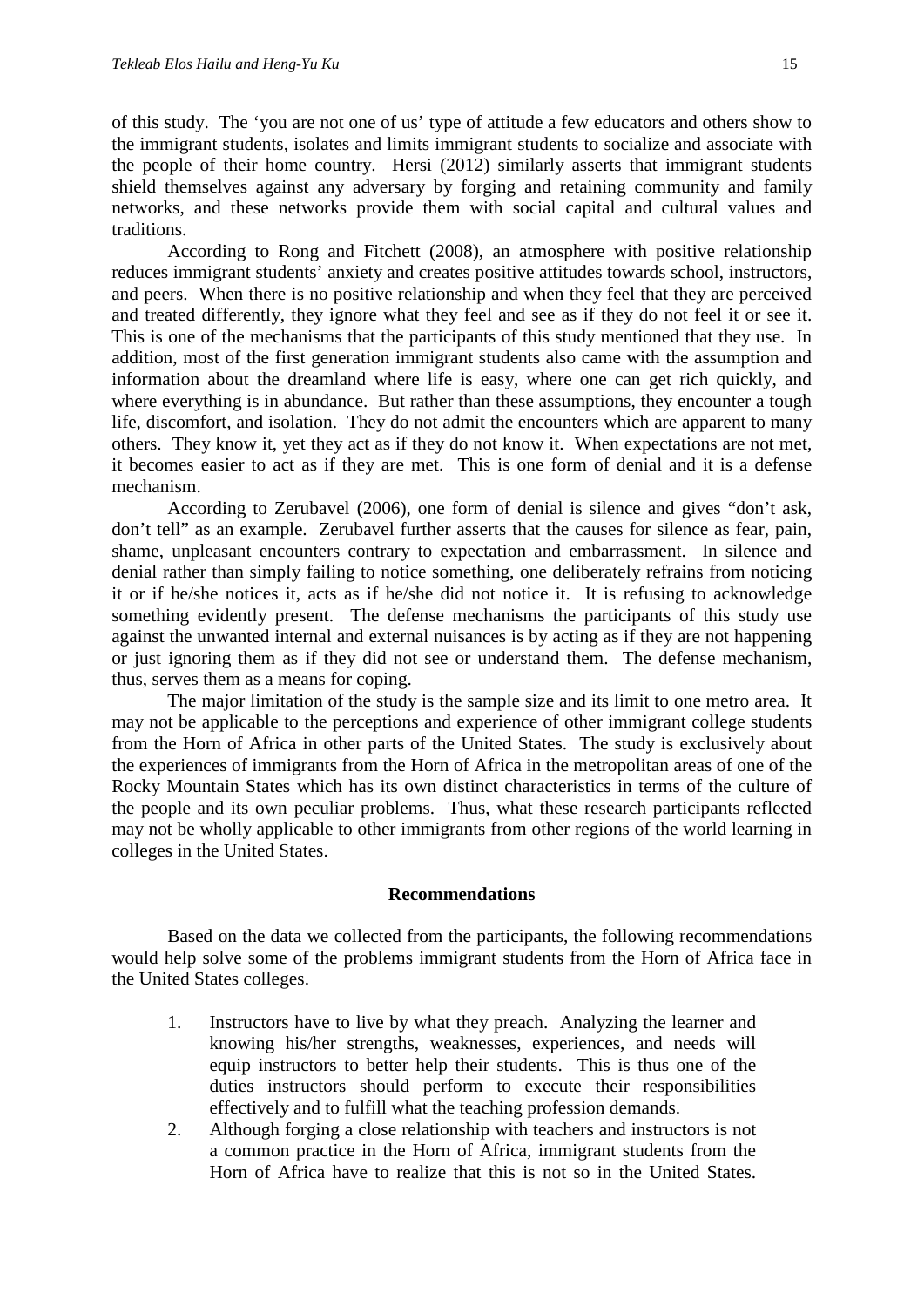of this study. The 'you are not one of us' type of attitude a few educators and others show to the immigrant students, isolates and limits immigrant students to socialize and associate with the people of their home country. Hersi (2012) similarly asserts that immigrant students shield themselves against any adversary by forging and retaining community and family networks, and these networks provide them with social capital and cultural values and traditions.

According to Rong and Fitchett (2008), an atmosphere with positive relationship reduces immigrant students' anxiety and creates positive attitudes towards school, instructors, and peers. When there is no positive relationship and when they feel that they are perceived and treated differently, they ignore what they feel and see as if they do not feel it or see it. This is one of the mechanisms that the participants of this study mentioned that they use. In addition, most of the first generation immigrant students also came with the assumption and information about the dreamland where life is easy, where one can get rich quickly, and where everything is in abundance. But rather than these assumptions, they encounter a tough life, discomfort, and isolation. They do not admit the encounters which are apparent to many others. They know it, yet they act as if they do not know it. When expectations are not met, it becomes easier to act as if they are met. This is one form of denial and it is a defense mechanism.

According to Zerubavel (2006), one form of denial is silence and gives "don't ask, don't tell" as an example. Zerubavel further asserts that the causes for silence as fear, pain, shame, unpleasant encounters contrary to expectation and embarrassment. In silence and denial rather than simply failing to notice something, one deliberately refrains from noticing it or if he/she notices it, acts as if he/she did not notice it. It is refusing to acknowledge something evidently present. The defense mechanisms the participants of this study use against the unwanted internal and external nuisances is by acting as if they are not happening or just ignoring them as if they did not see or understand them. The defense mechanism, thus, serves them as a means for coping.

The major limitation of the study is the sample size and its limit to one metro area. It may not be applicable to the perceptions and experience of other immigrant college students from the Horn of Africa in other parts of the United States. The study is exclusively about the experiences of immigrants from the Horn of Africa in the metropolitan areas of one of the Rocky Mountain States which has its own distinct characteristics in terms of the culture of the people and its own peculiar problems. Thus, what these research participants reflected may not be wholly applicable to other immigrants from other regions of the world learning in colleges in the United States.

## Recommendations

Based on the data we collected from the participants, the following recommendations would help solve some of the problems immigrant students from the Horn of Africa face in the United States colleges.

1. Instructors have to live by what they preach. Analyzing the learner and knowing his/her strengths, weaknesses, experiences, and needs will equip instructors to better help their students. This is thus one of the duties instructors should perform to execute their responsibilities effectively and to fulfill what the teaching profession demands.
2. Although forging a close relationship with teachers and instructors is not a common practice in the Horn of Africa, immigrant students from the Horn of Africa have to realize that this is not so in the United States.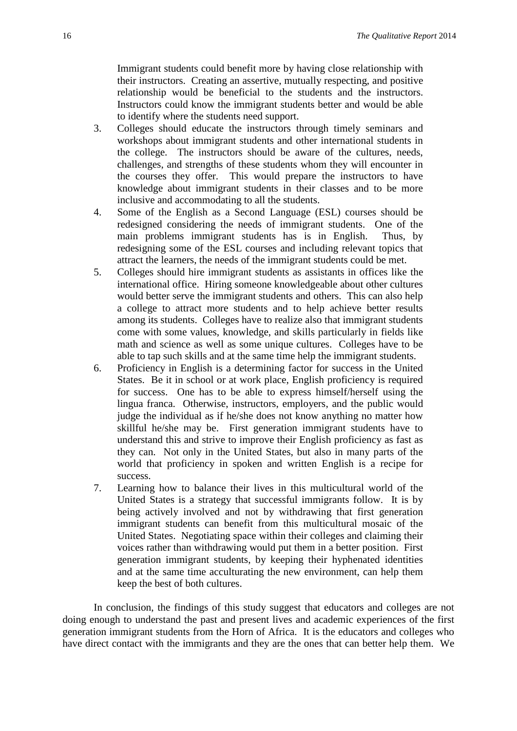Immigrant students could benefit more by having close relationship with their instructors. Creating an assertive, mutually respecting, and positive relationship would be beneficial to the students and the instructors. Instructors could know the immigrant students better and would be able to identify where the students need support.

3. Colleges should educate the instructors through timely seminars and workshops about immigrant students and other international students in the college. The instructors should be aware of the cultures, needs, challenges, and strengths of these students whom they will encounter in the courses they offer. This would prepare the instructors to have knowledge about immigrant students in their classes and to be more inclusive and accommodating to all the students.
4. Some of the English as a Second Language (ESL) courses should be redesigned considering the needs of immigrant students. One of the main problems immigrant students has is in English. Thus, by redesigning some of the ESL courses and including relevant topics that attract the learners, the needs of the immigrant students could be met.
5. Colleges should hire immigrant students as assistants in offices like the international office. Hiring someone knowledgeable about other cultures would better serve the immigrant students and others. This can also help a college to attract more students and to help achieve better results among its students. Colleges have to realize also that immigrant students come with some values, knowledge, and skills particularly in fields like math and science as well as some unique cultures. Colleges have to be able to tap such skills and at the same time help the immigrant students.
6. Proficiency in English is a determining factor for success in the United States. Be it in school or at work place, English proficiency is required for success. One has to be able to express himself/herself using the lingua franca. Otherwise, instructors, employers, and the public would judge the individual as if he/she does not know anything no matter how skillful he/she may be. First generation immigrant students have to understand this and strive to improve their English proficiency as fast as they can. Not only in the United States, but also in many parts of the world that proficiency in spoken and written English is a recipe for success.
7. Learning how to balance their lives in this multicultural world of the United States is a strategy that successful immigrants follow. It is by being actively involved and not by withdrawing that first generation immigrant students can benefit from this multicultural mosaic of the United States. Negotiating space within their colleges and claiming their voices rather than withdrawing would put them in a better position. First generation immigrant students, by keeping their hyphenated identities and at the same time acculturating the new environment, can help them keep the best of both cultures.

In conclusion, the findings of this study suggest that educators and colleges are not doing enough to understand the past and present lives and academic experiences of the first generation immigrant students from the Horn of Africa. It is the educators and colleges who have direct contact with the immigrants and they are the ones that can better help them. We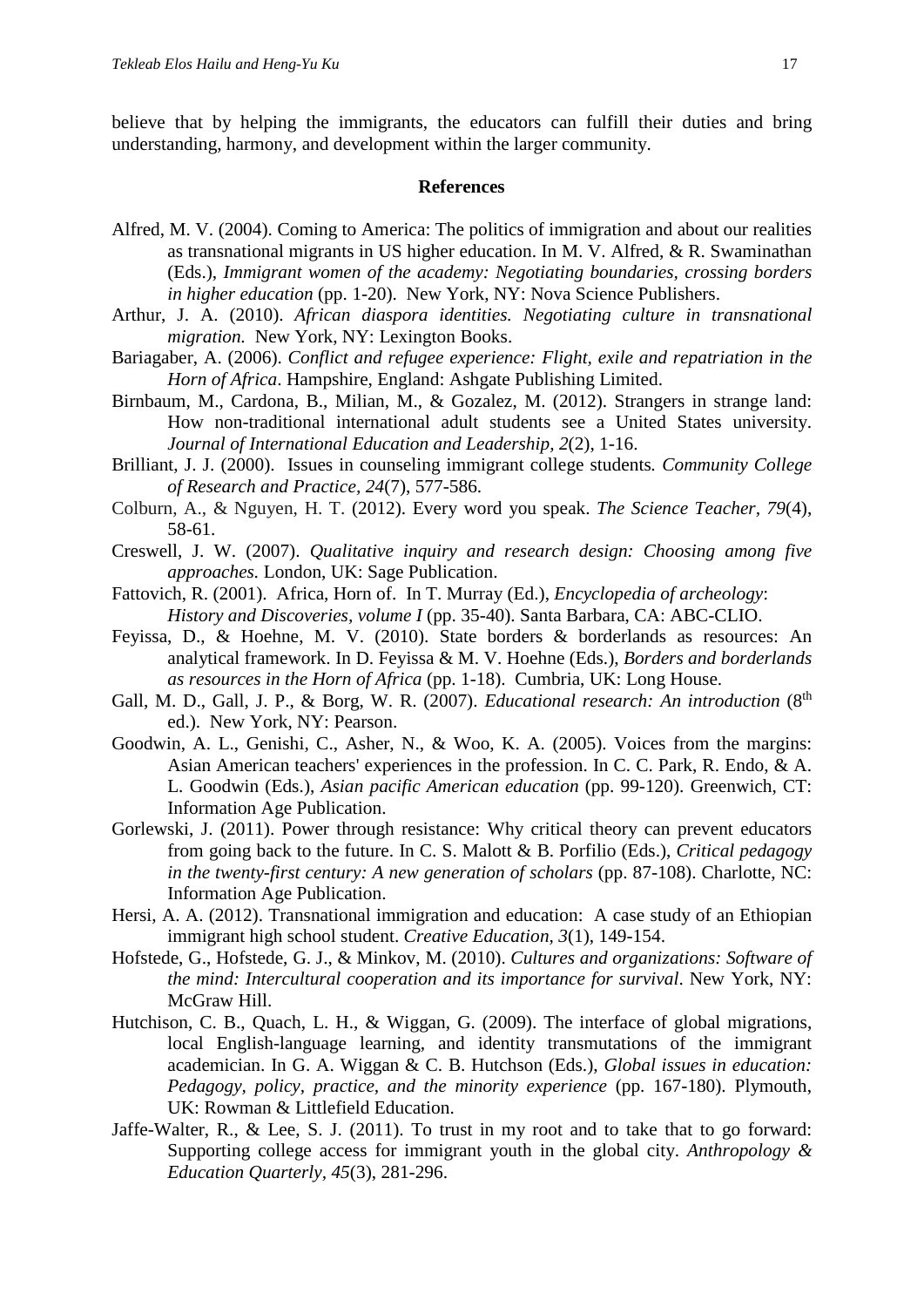believe that by helping the immigrants, the educators can fulfill their duties and bring understanding, harmony, and development within the larger community.

## References

Alfred, M. V. (2004). Coming to America: The politics of immigration and about our realities as transnational migrants in US higher education. In M. V. Alfred, & R. Swaminathan (Eds.), *Immigrant women of the academy: Negotiating boundaries, crossing borders in higher education* (pp. 1-20). New York, NY: Nova Science Publishers.

Arthur, J. A. (2010). *African diaspora identities. Negotiating culture in transnational migration.* New York, NY: Lexington Books.

Bariagaber, A. (2006). *Conflict and refugee experience: Flight, exile and repatriation in the Horn of Africa*. Hampshire, England: Ashgate Publishing Limited.

Birnbaum, M., Cardona, B., Milian, M., & Gozalez, M. (2012). Strangers in strange land: How non-traditional international adult students see a United States university. *Journal of International Education and Leadership, 2*(2), 1-16.

Brilliant, J. J. (2000). Issues in counseling immigrant college students*. Community College of Research and Practice, 24*(7), 577-586.

Colburn, A., & Nguyen, H. T. (2012). Every word you speak. *The Science Teacher, 79*(4), 58-61.

Creswell, J. W. (2007). *Qualitative inquiry and research design: Choosing among five approaches.* London, UK: Sage Publication.

Fattovich, R. (2001). Africa, Horn of. In T. Murray (Ed.), *Encyclopedia of archeology*: *History and Discoveries, volume I* (pp. 35-40). Santa Barbara, CA: ABC-CLIO.

Feyissa, D., & Hoehne, M. V. (2010). State borders & borderlands as resources: An analytical framework. In D. Feyissa & M. V. Hoehne (Eds.), *Borders and borderlands as resources in the Horn of Africa* (pp. 1-18). Cumbria, UK: Long House.

Gall, M. D., Gall, J. P., & Borg, W. R. (2007). *Educational research: An introduction* (8th ed.). New York, NY: Pearson.

Goodwin, A. L., Genishi, C., Asher, N., & Woo, K. A. (2005). Voices from the margins: Asian American teachers' experiences in the profession. In C. C. Park, R. Endo, & A. L. Goodwin (Eds.), *Asian pacific American education* (pp. 99-120). Greenwich, CT: Information Age Publication.

Gorlewski, J. (2011). Power through resistance: Why critical theory can prevent educators from going back to the future. In C. S. Malott & B. Porfilio (Eds.), *Critical pedagogy in the twenty-first century: A new generation of scholars* (pp. 87-108). Charlotte, NC: Information Age Publication.

Hersi, A. A. (2012). Transnational immigration and education: A case study of an Ethiopian immigrant high school student. *Creative Education, 3*(1), 149-154.

Hofstede, G., Hofstede, G. J., & Minkov, M. (2010). *Cultures and organizations: Software of the mind: Intercultural cooperation and its importance for survival*. New York, NY: McGraw Hill.

Hutchison, C. B., Quach, L. H., & Wiggan, G. (2009). The interface of global migrations, local English-language learning, and identity transmutations of the immigrant academician. In G. A. Wiggan & C. B. Hutchson (Eds.), *Global issues in education: Pedagogy, policy, practice, and the minority experience* (pp. 167-180). Plymouth, UK: Rowman & Littlefield Education.

Jaffe-Walter, R., & Lee, S. J. (2011). To trust in my root and to take that to go forward: Supporting college access for immigrant youth in the global city. *Anthropology & Education Quarterly, 45*(3), 281-296.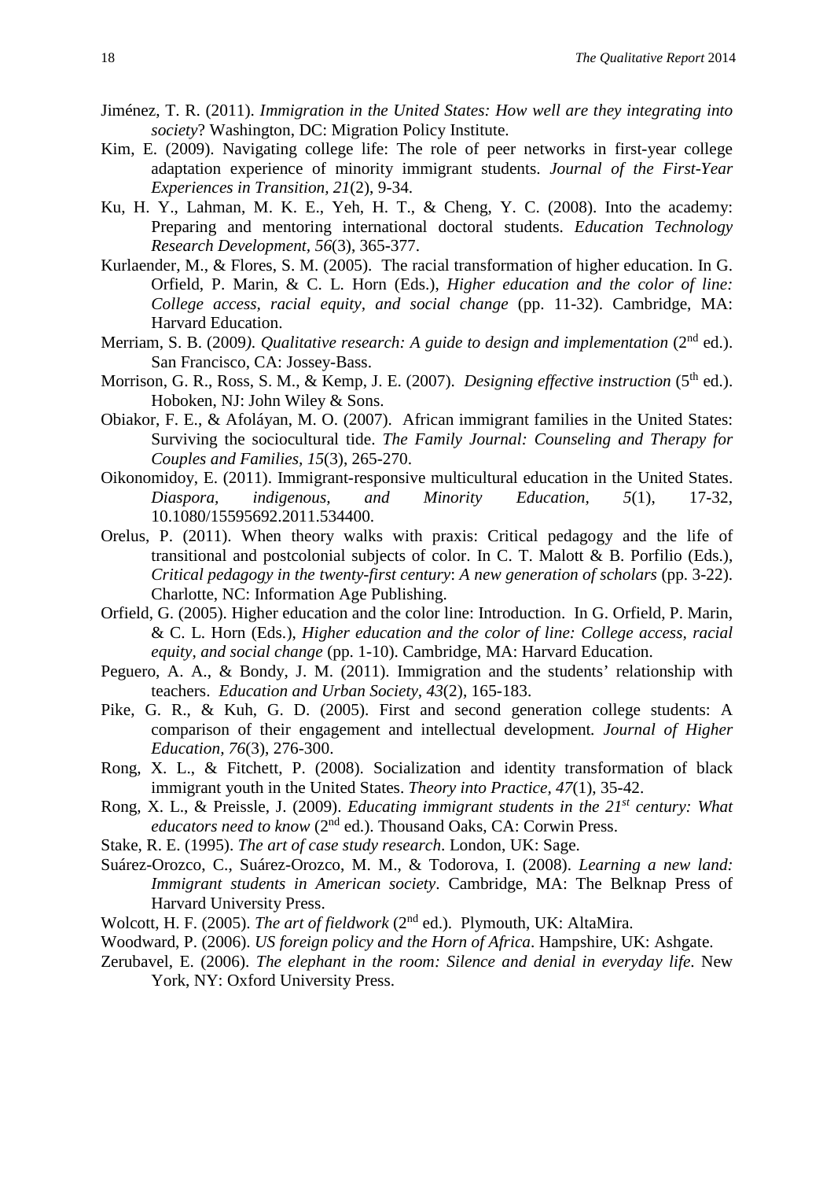Jiménez, T. R. (2011). *Immigration in the United States: How well are they integrating into society*? Washington, DC: Migration Policy Institute.

Kim, E. (2009). Navigating college life: The role of peer networks in first-year college adaptation experience of minority immigrant students. *Journal of the First-Year Experiences in Transition, 21*(2), 9-34.

Ku, H. Y., Lahman, M. K. E., Yeh, H. T., & Cheng, Y. C. (2008). Into the academy: Preparing and mentoring international doctoral students. *Education Technology Research Development, 56*(3), 365-377.

Kurlaender, M., & Flores, S. M. (2005). The racial transformation of higher education. In G. Orfield, P. Marin, & C. L. Horn (Eds.), *Higher education and the color of line: College access, racial equity, and social change* (pp. 11-32). Cambridge, MA: Harvard Education.

Merriam, S. B. (2009). *Qualitative research: A guide to design and implementation* (2nd ed.). San Francisco, CA: Jossey-Bass.

Morrison, G. R., Ross, S. M., & Kemp, J. E. (2007). *Designing effective instruction* (5th ed.). Hoboken, NJ: John Wiley & Sons.

Obiakor, F. E., & Afoláyan, M. O. (2007). African immigrant families in the United States: Surviving the sociocultural tide. *The Family Journal: Counseling and Therapy for Couples and Families, 15*(3), 265-270.

Oikonomidoy, E. (2011). Immigrant-responsive multicultural education in the United States. *Diaspora, indigenous, and Minority Education, 5*(1), 17-32, 10.1080/15595692.2011.534400.

Orelus, P. (2011). When theory walks with praxis: Critical pedagogy and the life of transitional and postcolonial subjects of color. In C. T. Malott & B. Porfilio (Eds.), *Critical pedagogy in the twenty-first century*: *A new generation of scholars* (pp. 3-22). Charlotte, NC: Information Age Publishing.

Orfield, G. (2005). Higher education and the color line: Introduction. In G. Orfield, P. Marin, & C. L. Horn (Eds.), *Higher education and the color of line: College access, racial equity, and social change* (pp. 1-10). Cambridge, MA: Harvard Education.

Peguero, A. A., & Bondy, J. M. (2011). Immigration and the students' relationship with teachers. *Education and Urban Society, 43*(2), 165-183.

Pike, G. R., & Kuh, G. D. (2005). First and second generation college students: A comparison of their engagement and intellectual development. *Journal of Higher Education, 76*(3), 276-300.

Rong, X. L., & Fitchett, P. (2008). Socialization and identity transformation of black immigrant youth in the United States. *Theory into Practice, 47*(1), 35-42.

Rong, X. L., & Preissle, J. (2009). *Educating immigrant students in the 21st century: What educators need to know* (2nd ed.). Thousand Oaks, CA: Corwin Press.

Stake, R. E. (1995). *The art of case study research*. London, UK: Sage.

Suárez-Orozco, C., Suárez-Orozco, M. M., & Todorova, I. (2008). *Learning a new land: Immigrant students in American society*. Cambridge, MA: The Belknap Press of Harvard University Press.

Wolcott, H. F. (2005). *The art of fieldwork* (2nd ed.). Plymouth, UK: AltaMira.

Woodward, P. (2006). *US foreign policy and the Horn of Africa*. Hampshire, UK: Ashgate.

Zerubavel, E. (2006). *The elephant in the room: Silence and denial in everyday life*. New York, NY: Oxford University Press.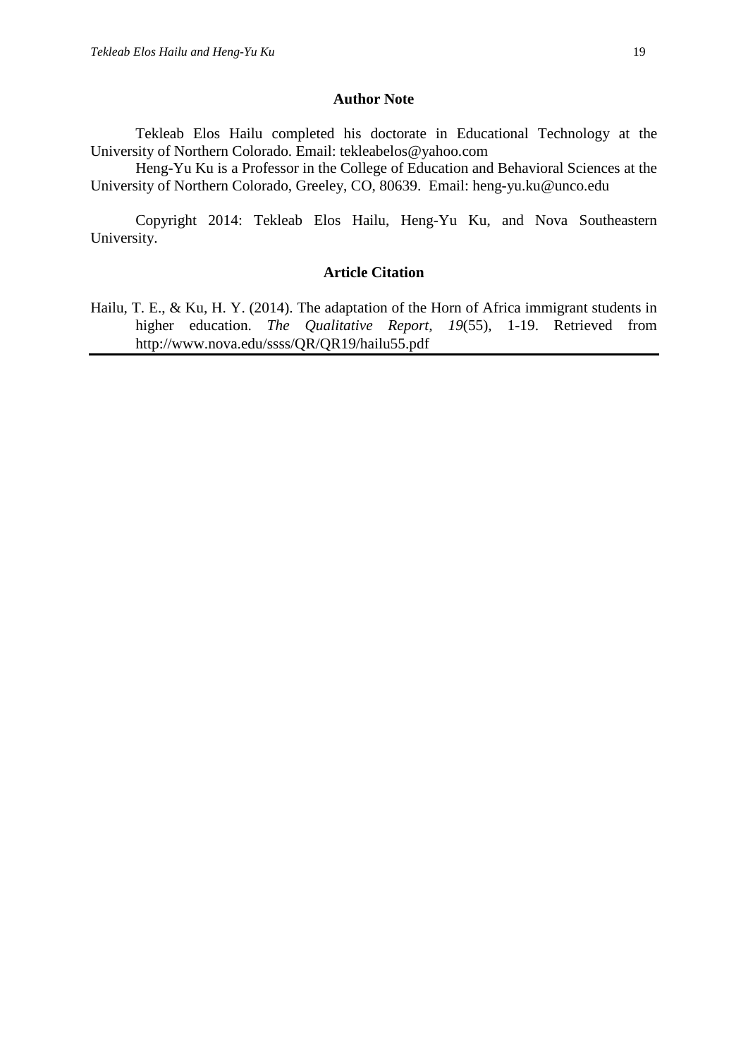## Author Note

Tekleab Elos Hailu completed his doctorate in Educational Technology at the University of Northern Colorado. Email: tekleabelos@yahoo.com

Heng-Yu Ku is a Professor in the College of Education and Behavioral Sciences at the University of Northern Colorado, Greeley, CO, 80639. Email: heng-yu.ku@unco.edu

Copyright 2014: Tekleab Elos Hailu, Heng-Yu Ku, and Nova Southeastern University.

## Article Citation

Hailu, T. E., & Ku, H. Y. (2014). The adaptation of the Horn of Africa immigrant students in higher education. *The Qualitative Report, 19*(55), 1-19. Retrieved from http://www.nova.edu/ssss/QR/QR19/hailu55.pdf